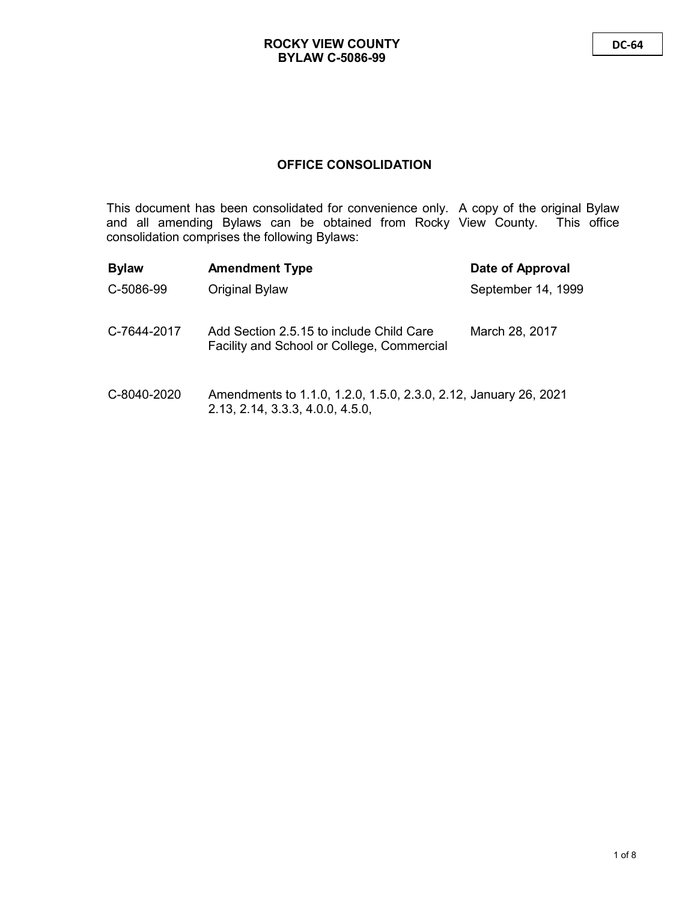ROCKY VIEW COUNTY
BYLAW C-5086-99

DC-64

## OFFICE CONSOLIDATION

This document has been consolidated for convenience only. A copy of the original Bylaw and all amending Bylaws can be obtained from Rocky View County. This office consolidation comprises the following Bylaws:

| Bylaw | Amendment Type | Date of Approval |
| --- | --- | --- |
| C-5086-99 | Original Bylaw | September 14, 1999 |
| C-7644-2017 | Add Section 2.5.15 to include Child Care Facility and School or College, Commercial | March 28, 2017 |
| C-8040-2020 | Amendments to 1.1.0, 1.2.0, 1.5.0, 2.3.0, 2.12, 2.13, 2.14, 3.3.3, 4.0.0, 4.5.0, | January 26, 2021 |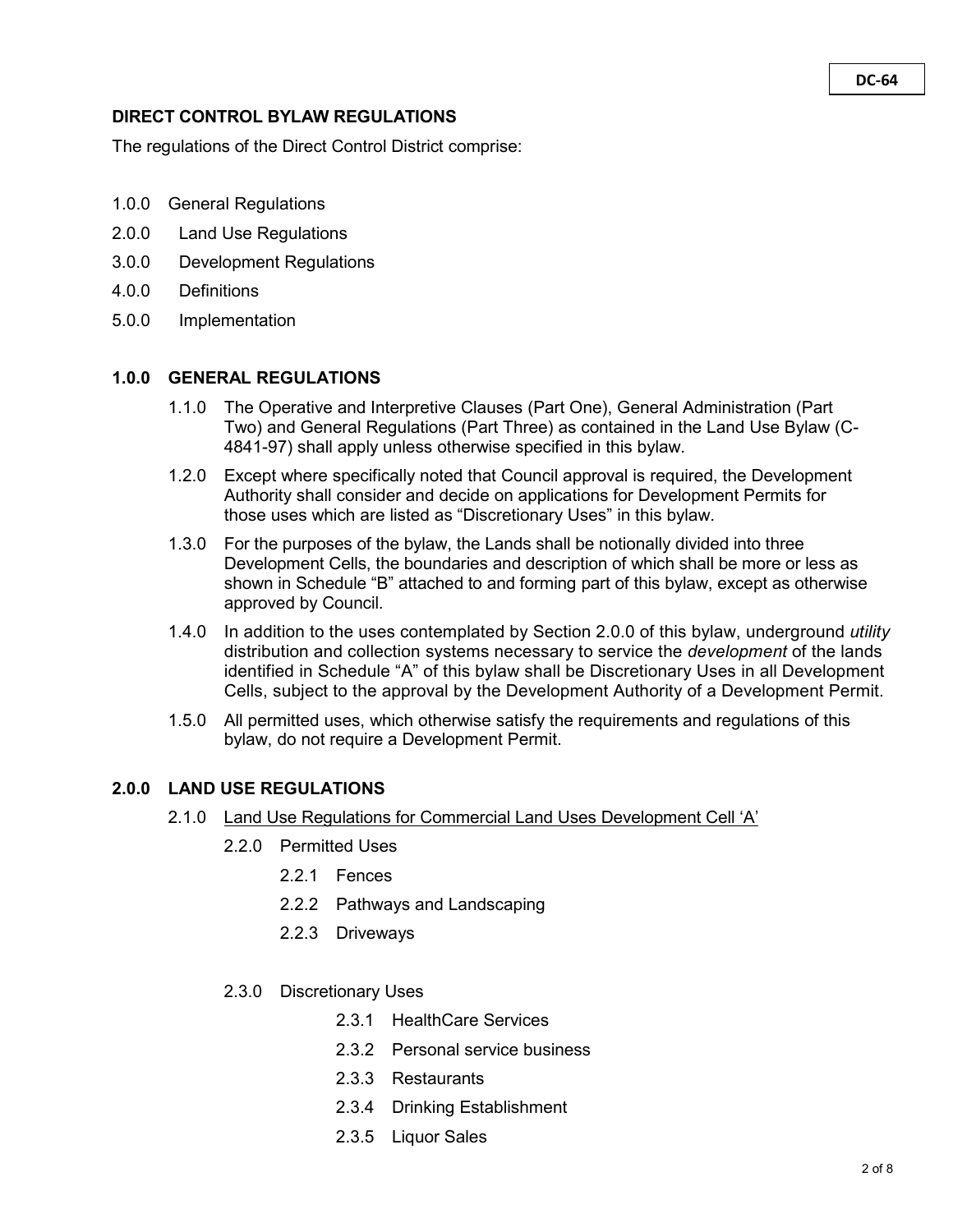**DC-64**

## DIRECT CONTROL BYLAW REGULATIONS

The regulations of the Direct Control District comprise:

- 1.0.0 General Regulations
- 2.0.0 Land Use Regulations
- 3.0.0 Development Regulations
- 4.0.0 Definitions
- 5.0.0 Implementation

### 1.0.0 GENERAL REGULATIONS

1.1.0 The Operative and Interpretive Clauses (Part One), General Administration (Part Two) and General Regulations (Part Three) as contained in the Land Use Bylaw (C-4841-97) shall apply unless otherwise specified in this bylaw.

1.2.0 Except where specifically noted that Council approval is required, the Development Authority shall consider and decide on applications for Development Permits for those uses which are listed as "Discretionary Uses" in this bylaw.

1.3.0 For the purposes of the bylaw, the Lands shall be notionally divided into three Development Cells, the boundaries and description of which shall be more or less as shown in Schedule "B" attached to and forming part of this bylaw, except as otherwise approved by Council.

1.4.0 In addition to the uses contemplated by Section 2.0.0 of this bylaw, underground *utility* distribution and collection systems necessary to service the *development* of the lands identified in Schedule "A" of this bylaw shall be Discretionary Uses in all Development Cells, subject to the approval by the Development Authority of a Development Permit.

1.5.0 All permitted uses, which otherwise satisfy the requirements and regulations of this bylaw, do not require a Development Permit.

### 2.0.0 LAND USE REGULATIONS

2.1.0 <u>Land Use Regulations for Commercial Land Uses Development Cell 'A'</u>

2.2.0 Permitted Uses

- 2.2.1 Fences
- 2.2.2 Pathways and Landscaping
- 2.2.3 Driveways

2.3.0 Discretionary Uses

- 2.3.1 HealthCare Services
- 2.3.2 Personal service business
- 2.3.3 Restaurants
- 2.3.4 Drinking Establishment
- 2.3.5 Liquor Sales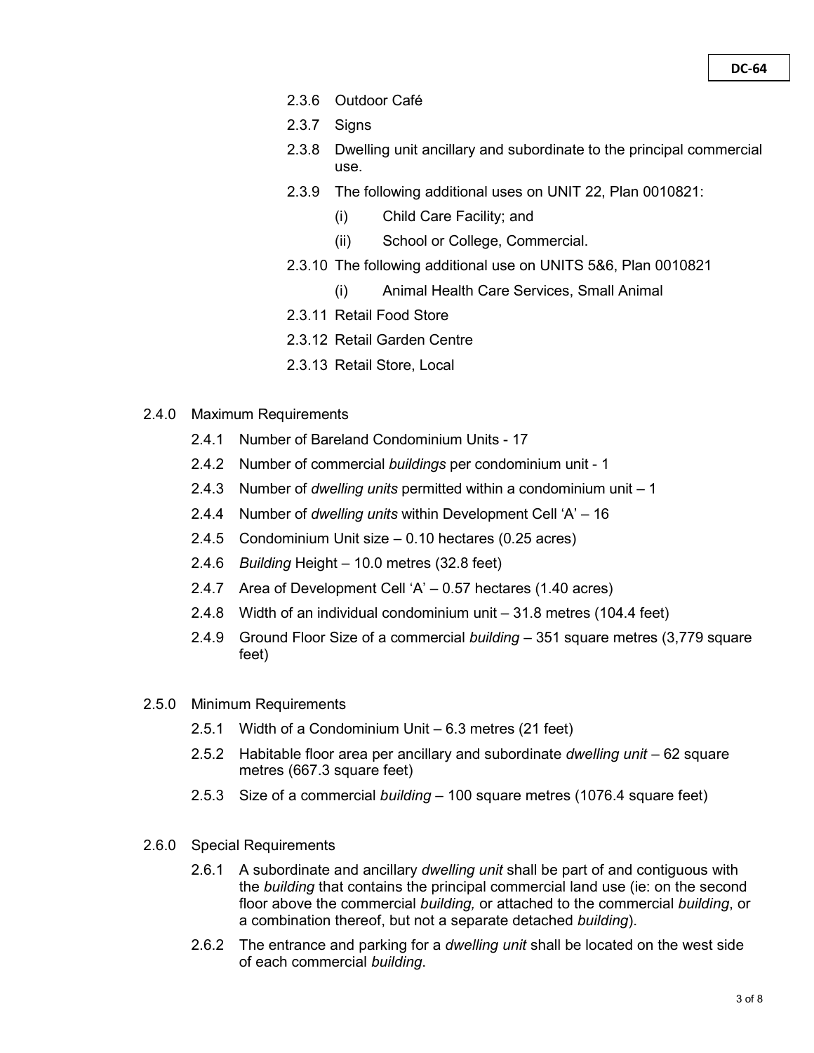2.3.6 Outdoor Café

2.3.7 Signs

2.3.8 Dwelling unit ancillary and subordinate to the principal commercial use.

2.3.9 The following additional uses on UNIT 22, Plan 0010821:

(i) Child Care Facility; and

(ii) School or College, Commercial.

2.3.10 The following additional use on UNITS 5&6, Plan 0010821

(i) Animal Health Care Services, Small Animal

2.3.11 Retail Food Store

2.3.12 Retail Garden Centre

2.3.13 Retail Store, Local

2.4.0 Maximum Requirements

2.4.1 Number of Bareland Condominium Units - 17

2.4.2 Number of commercial *buildings* per condominium unit - 1

2.4.3 Number of *dwelling units* permitted within a condominium unit – 1

2.4.4 Number of *dwelling units* within Development Cell 'A' – 16

2.4.5 Condominium Unit size – 0.10 hectares (0.25 acres)

2.4.6 *Building* Height – 10.0 metres (32.8 feet)

2.4.7 Area of Development Cell 'A' – 0.57 hectares (1.40 acres)

2.4.8 Width of an individual condominium unit – 31.8 metres (104.4 feet)

2.4.9 Ground Floor Size of a commercial *building* – 351 square metres (3,779 square feet)

2.5.0 Minimum Requirements

2.5.1 Width of a Condominium Unit – 6.3 metres (21 feet)

2.5.2 Habitable floor area per ancillary and subordinate *dwelling unit* – 62 square metres (667.3 square feet)

2.5.3 Size of a commercial *building* – 100 square metres (1076.4 square feet)

2.6.0 Special Requirements

2.6.1 A subordinate and ancillary *dwelling unit* shall be part of and contiguous with the *building* that contains the principal commercial land use (ie: on the second floor above the commercial *building,* or attached to the commercial *building*, or a combination thereof, but not a separate detached *building*).

2.6.2 The entrance and parking for a *dwelling unit* shall be located on the west side of each commercial *building*.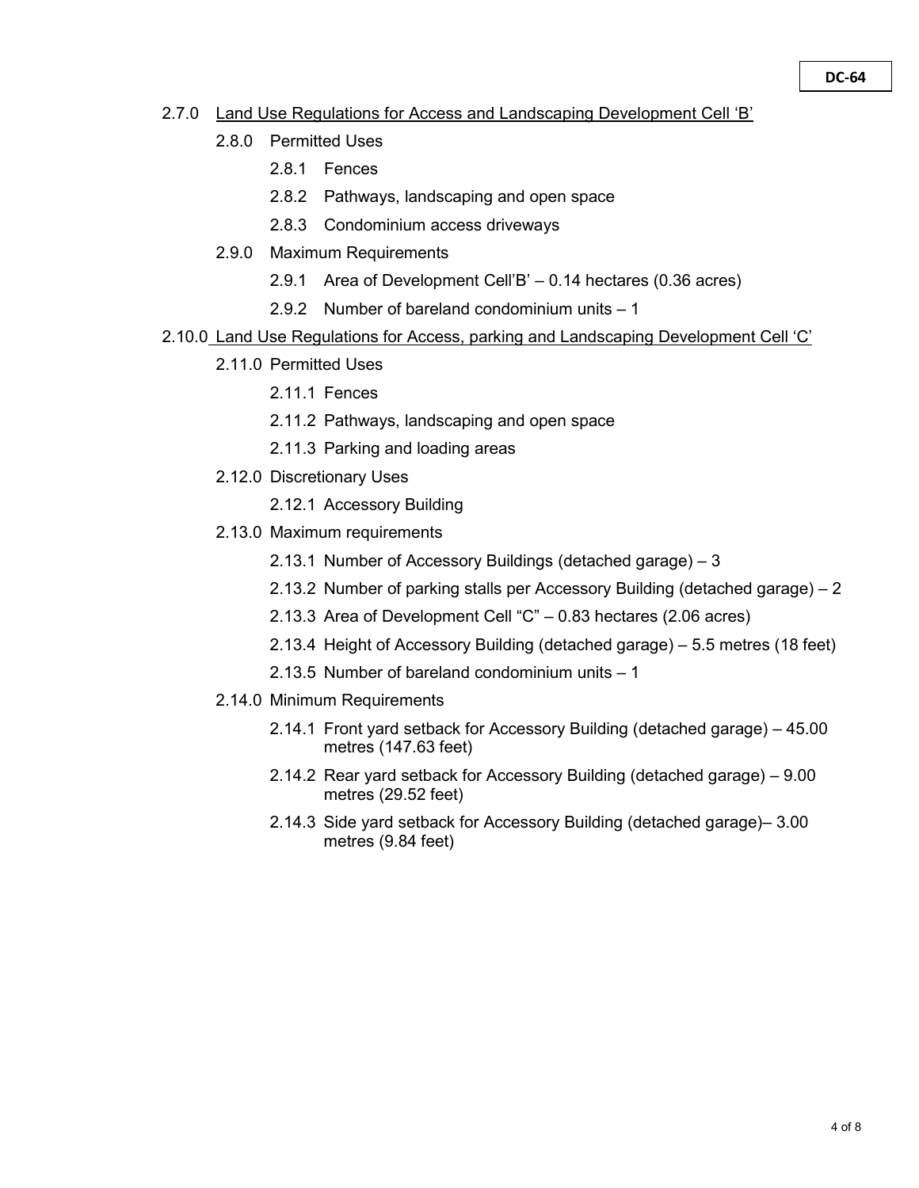2.7.0 Land Use Regulations for Access and Landscaping Development Cell 'B'

- 2.8.0 Permitted Uses
  - 2.8.1 Fences
  - 2.8.2 Pathways, landscaping and open space
  - 2.8.3 Condominium access driveways
- 2.9.0 Maximum Requirements
  - 2.9.1 Area of Development Cell'B' – 0.14 hectares (0.36 acres)
  - 2.9.2 Number of bareland condominium units – 1

2.10.0 Land Use Regulations for Access, parking and Landscaping Development Cell 'C'

- 2.11.0 Permitted Uses
  - 2.11.1 Fences
  - 2.11.2 Pathways, landscaping and open space
  - 2.11.3 Parking and loading areas
- 2.12.0 Discretionary Uses
  - 2.12.1 Accessory Building
- 2.13.0 Maximum requirements
  - 2.13.1 Number of Accessory Buildings (detached garage) – 3
  - 2.13.2 Number of parking stalls per Accessory Building (detached garage) – 2
  - 2.13.3 Area of Development Cell "C" – 0.83 hectares (2.06 acres)
  - 2.13.4 Height of Accessory Building (detached garage) – 5.5 metres (18 feet)
  - 2.13.5 Number of bareland condominium units – 1
- 2.14.0 Minimum Requirements
  - 2.14.1 Front yard setback for Accessory Building (detached garage) – 45.00 metres (147.63 feet)
  - 2.14.2 Rear yard setback for Accessory Building (detached garage) – 9.00 metres (29.52 feet)
  - 2.14.3 Side yard setback for Accessory Building (detached garage)– 3.00 metres (9.84 feet)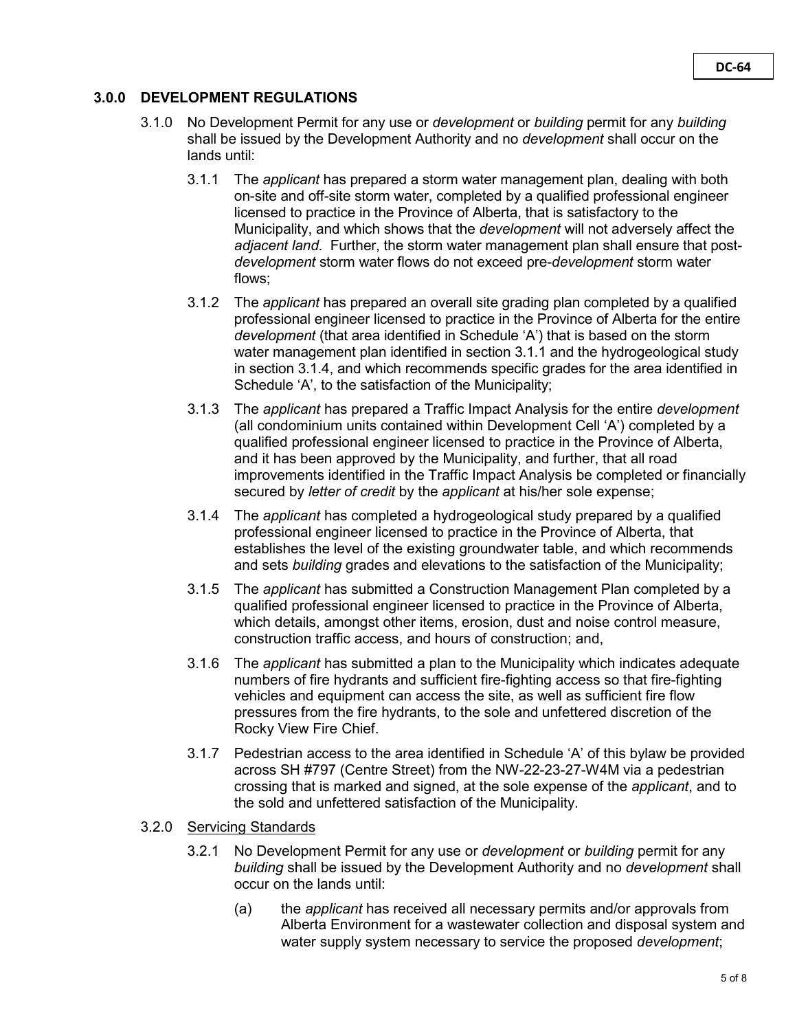## 3.0.0 DEVELOPMENT REGULATIONS

3.1.0 No Development Permit for any use or *development* or *building* permit for any *building* shall be issued by the Development Authority and no *development* shall occur on the lands until:

3.1.1 The *applicant* has prepared a storm water management plan, dealing with both on-site and off-site storm water, completed by a qualified professional engineer licensed to practice in the Province of Alberta, that is satisfactory to the Municipality, and which shows that the *development* will not adversely affect the *adjacent land*. Further, the storm water management plan shall ensure that post-*development* storm water flows do not exceed pre-*development* storm water flows;

3.1.2 The *applicant* has prepared an overall site grading plan completed by a qualified professional engineer licensed to practice in the Province of Alberta for the entire *development* (that area identified in Schedule 'A') that is based on the storm water management plan identified in section 3.1.1 and the hydrogeological study in section 3.1.4, and which recommends specific grades for the area identified in Schedule 'A', to the satisfaction of the Municipality;

3.1.3 The *applicant* has prepared a Traffic Impact Analysis for the entire *development* (all condominium units contained within Development Cell 'A') completed by a qualified professional engineer licensed to practice in the Province of Alberta, and it has been approved by the Municipality, and further, that all road improvements identified in the Traffic Impact Analysis be completed or financially secured by *letter of credit* by the *applicant* at his/her sole expense;

3.1.4 The *applicant* has completed a hydrogeological study prepared by a qualified professional engineer licensed to practice in the Province of Alberta, that establishes the level of the existing groundwater table, and which recommends and sets *building* grades and elevations to the satisfaction of the Municipality;

3.1.5 The *applicant* has submitted a Construction Management Plan completed by a qualified professional engineer licensed to practice in the Province of Alberta, which details, amongst other items, erosion, dust and noise control measure, construction traffic access, and hours of construction; and,

3.1.6 The *applicant* has submitted a plan to the Municipality which indicates adequate numbers of fire hydrants and sufficient fire-fighting access so that fire-fighting vehicles and equipment can access the site, as well as sufficient fire flow pressures from the fire hydrants, to the sole and unfettered discretion of the Rocky View Fire Chief.

3.1.7 Pedestrian access to the area identified in Schedule 'A' of this bylaw be provided across SH #797 (Centre Street) from the NW-22-23-27-W4M via a pedestrian crossing that is marked and signed, at the sole expense of the *applicant*, and to the sold and unfettered satisfaction of the Municipality.

3.2.0 <u>Servicing Standards</u>

3.2.1 No Development Permit for any use or *development* or *building* permit for any *building* shall be issued by the Development Authority and no *development* shall occur on the lands until:

(a) the *applicant* has received all necessary permits and/or approvals from Alberta Environment for a wastewater collection and disposal system and water supply system necessary to service the proposed *development*;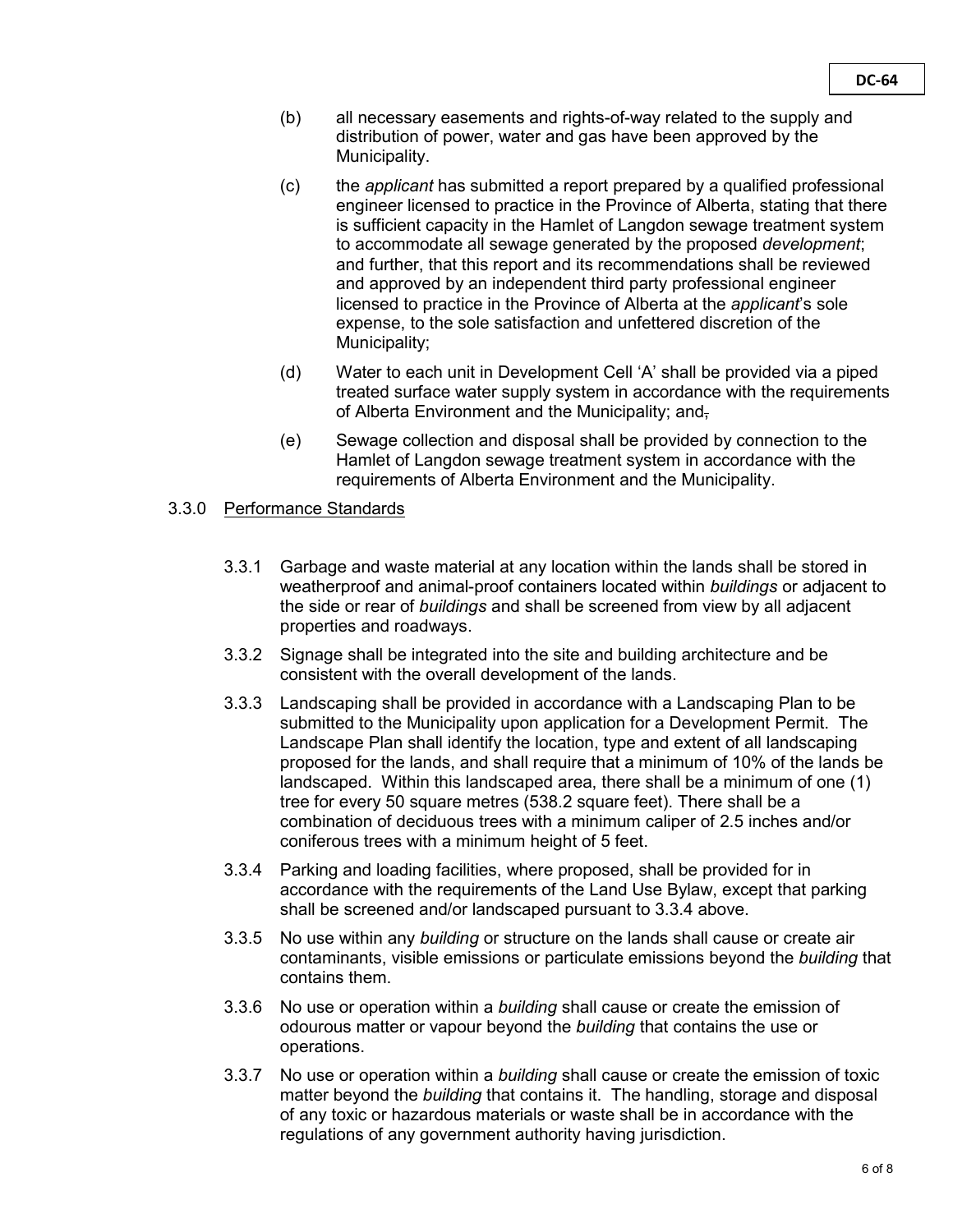(b) all necessary easements and rights-of-way related to the supply and distribution of power, water and gas have been approved by the Municipality.

(c) the *applicant* has submitted a report prepared by a qualified professional engineer licensed to practice in the Province of Alberta, stating that there is sufficient capacity in the Hamlet of Langdon sewage treatment system to accommodate all sewage generated by the proposed *development*; and further, that this report and its recommendations shall be reviewed and approved by an independent third party professional engineer licensed to practice in the Province of Alberta at the *applicant*'s sole expense, to the sole satisfaction and unfettered discretion of the Municipality;

(d) Water to each unit in Development Cell 'A' shall be provided via a piped treated surface water supply system in accordance with the requirements of Alberta Environment and the Municipality; and~~,~~

(e) Sewage collection and disposal shall be provided by connection to the Hamlet of Langdon sewage treatment system in accordance with the requirements of Alberta Environment and the Municipality.

3.3.0 Performance Standards

3.3.1 Garbage and waste material at any location within the lands shall be stored in weatherproof and animal-proof containers located within *buildings* or adjacent to the side or rear of *buildings* and shall be screened from view by all adjacent properties and roadways.

3.3.2 Signage shall be integrated into the site and building architecture and be consistent with the overall development of the lands.

3.3.3 Landscaping shall be provided in accordance with a Landscaping Plan to be submitted to the Municipality upon application for a Development Permit. The Landscape Plan shall identify the location, type and extent of all landscaping proposed for the lands, and shall require that a minimum of 10% of the lands be landscaped. Within this landscaped area, there shall be a minimum of one (1) tree for every 50 square metres (538.2 square feet). There shall be a combination of deciduous trees with a minimum caliper of 2.5 inches and/or coniferous trees with a minimum height of 5 feet.

3.3.4 Parking and loading facilities, where proposed, shall be provided for in accordance with the requirements of the Land Use Bylaw, except that parking shall be screened and/or landscaped pursuant to 3.3.4 above.

3.3.5 No use within any *building* or structure on the lands shall cause or create air contaminants, visible emissions or particulate emissions beyond the *building* that contains them.

3.3.6 No use or operation within a *building* shall cause or create the emission of odourous matter or vapour beyond the *building* that contains the use or operations.

3.3.7 No use or operation within a *building* shall cause or create the emission of toxic matter beyond the *building* that contains it. The handling, storage and disposal of any toxic or hazardous materials or waste shall be in accordance with the regulations of any government authority having jurisdiction.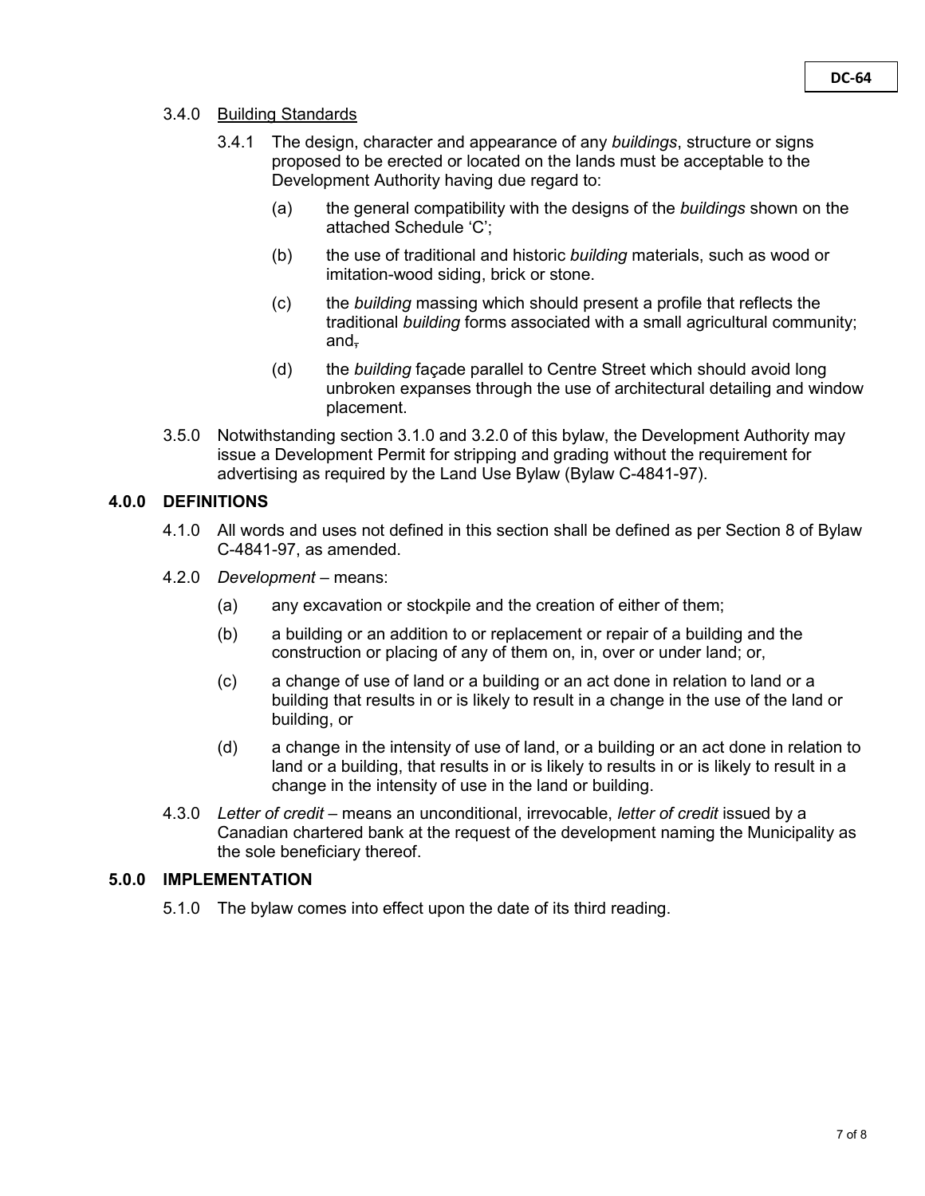3.4.0 Building Standards

3.4.1 The design, character and appearance of any *buildings*, structure or signs proposed to be erected or located on the lands must be acceptable to the Development Authority having due regard to:

(a) the general compatibility with the designs of the *buildings* shown on the attached Schedule 'C';

(b) the use of traditional and historic *building* materials, such as wood or imitation-wood siding, brick or stone.

(c) the *building* massing which should present a profile that reflects the traditional *building* forms associated with a small agricultural community; and~~,~~

(d) the *building* façade parallel to Centre Street which should avoid long unbroken expanses through the use of architectural detailing and window placement.

3.5.0 Notwithstanding section 3.1.0 and 3.2.0 of this bylaw, the Development Authority may issue a Development Permit for stripping and grading without the requirement for advertising as required by the Land Use Bylaw (Bylaw C-4841-97).

## 4.0.0 DEFINITIONS

4.1.0 All words and uses not defined in this section shall be defined as per Section 8 of Bylaw C-4841-97, as amended.

4.2.0 *Development* – means:

(a) any excavation or stockpile and the creation of either of them;

(b) a building or an addition to or replacement or repair of a building and the construction or placing of any of them on, in, over or under land; or,

(c) a change of use of land or a building or an act done in relation to land or a building that results in or is likely to result in a change in the use of the land or building, or

(d) a change in the intensity of use of land, or a building or an act done in relation to land or a building, that results in or is likely to results in or is likely to result in a change in the intensity of use in the land or building.

4.3.0 *Letter of credit* – means an unconditional, irrevocable, *letter of credit* issued by a Canadian chartered bank at the request of the development naming the Municipality as the sole beneficiary thereof.

## 5.0.0 IMPLEMENTATION

5.1.0 The bylaw comes into effect upon the date of its third reading.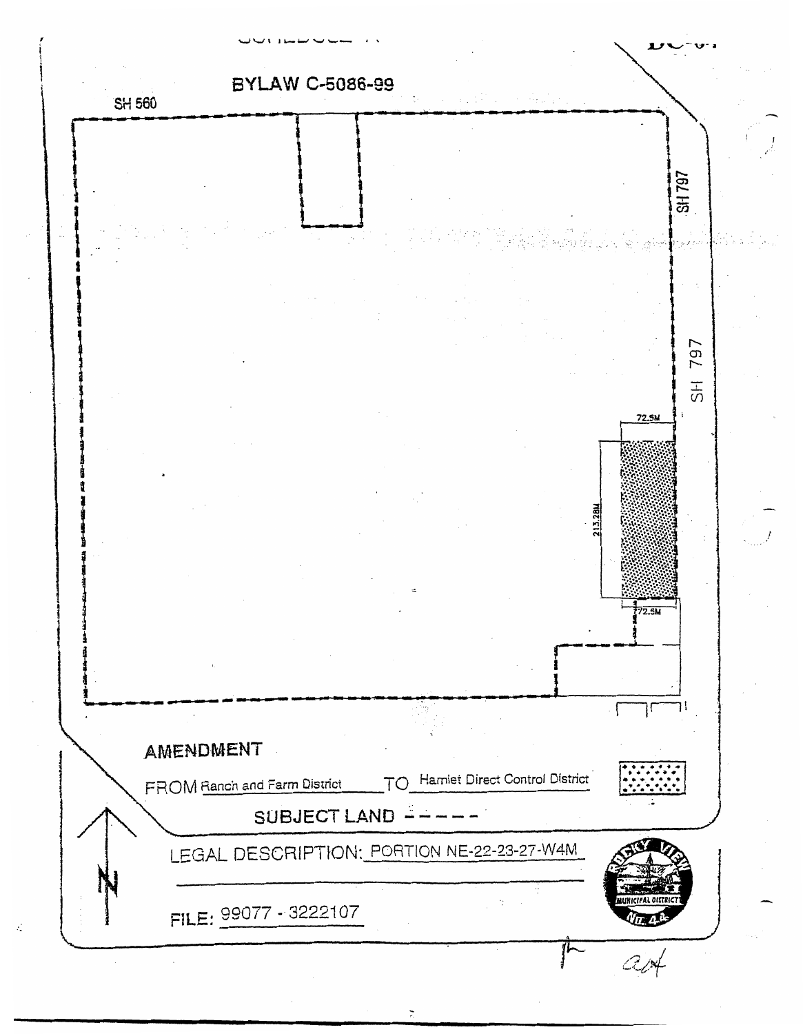SCHEDULE A

DC-64

BYLAW C-5086-99

SH 560

SH 797

SH 797

72.5M

213.28M

72.5M

AMENDMENT

FROM Ranch and Farm District TO Hamlet Direct Control District

SUBJECT LAND - - - - -

LEGAL DESCRIPTION: PORTION NE-22-23-27-W4M

FILE: 99077 - 3222107

ROCKY VIEW MUNICIPAL DISTRICT No. 44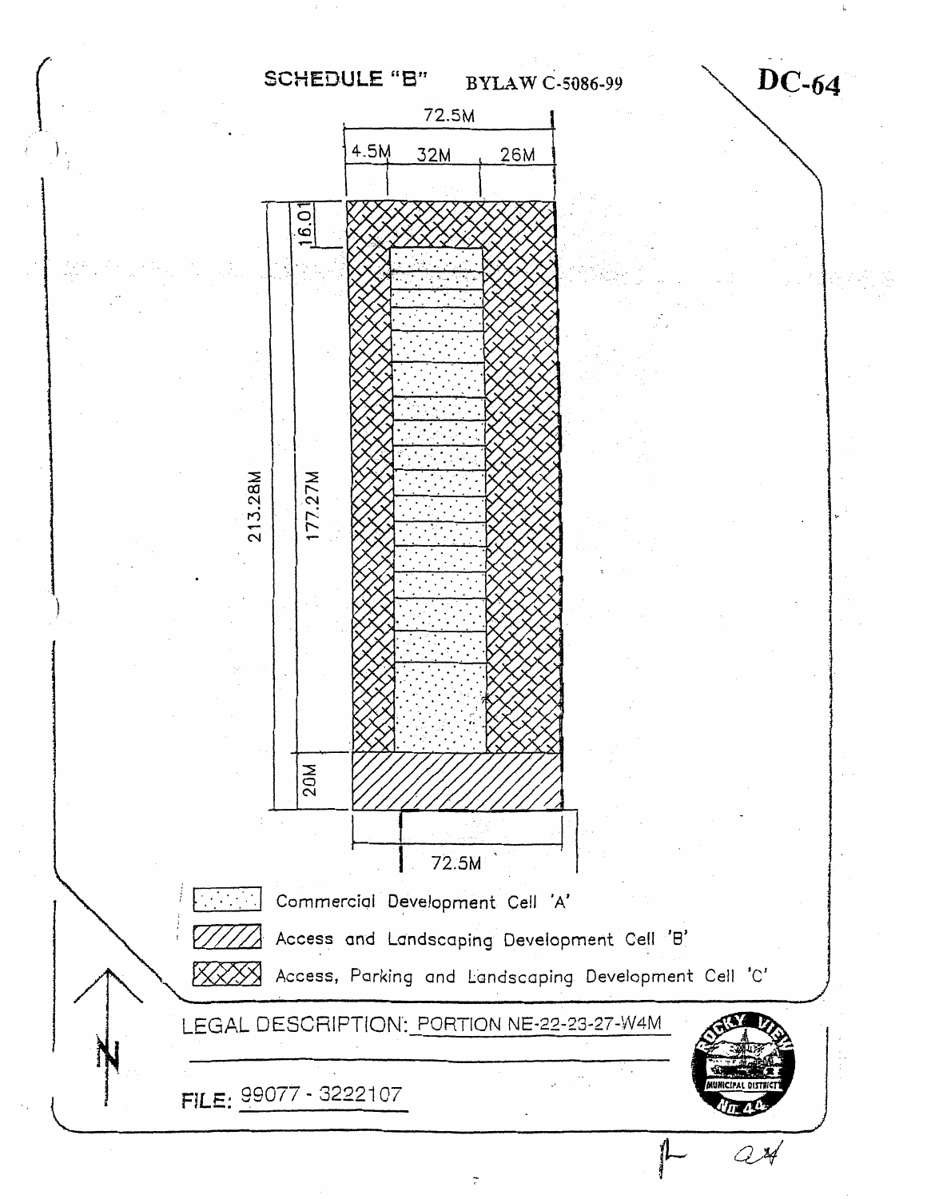# SCHEDULE "B"   BYLAW C-5086-99

**DC-64**

72.5M

4.5M   32M   26M

16.01

213.28M

177.27M

20M

72.5M

- Commercial Development Cell 'A'
- Access and Landscaping Development Cell 'B'
- Access, Parking and Landscaping Development Cell 'C'

LEGAL DESCRIPTION: PORTION NE-22-23-27-W4M

FILE: 99077 - 3222107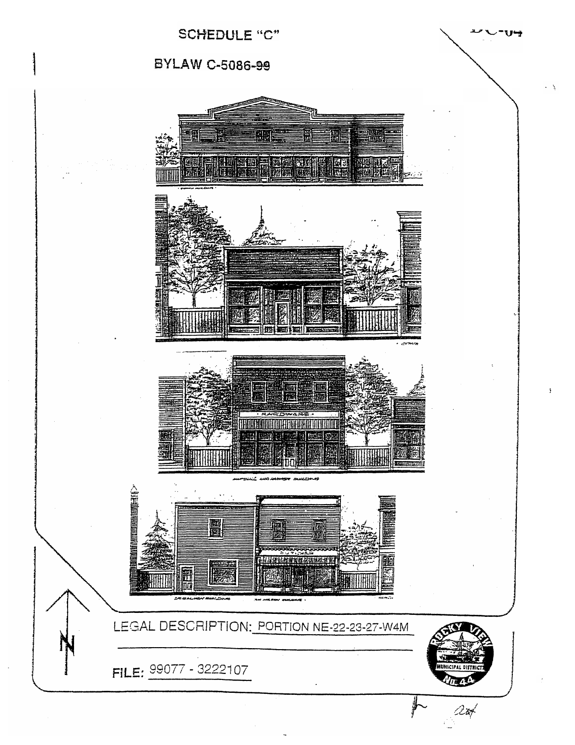# SCHEDULE "C"

## BYLAW C-5086-99

HARDWARE

LEGAL DESCRIPTION: PORTION NE-22-23-27-W4M

FILE: 99077 - 3222107